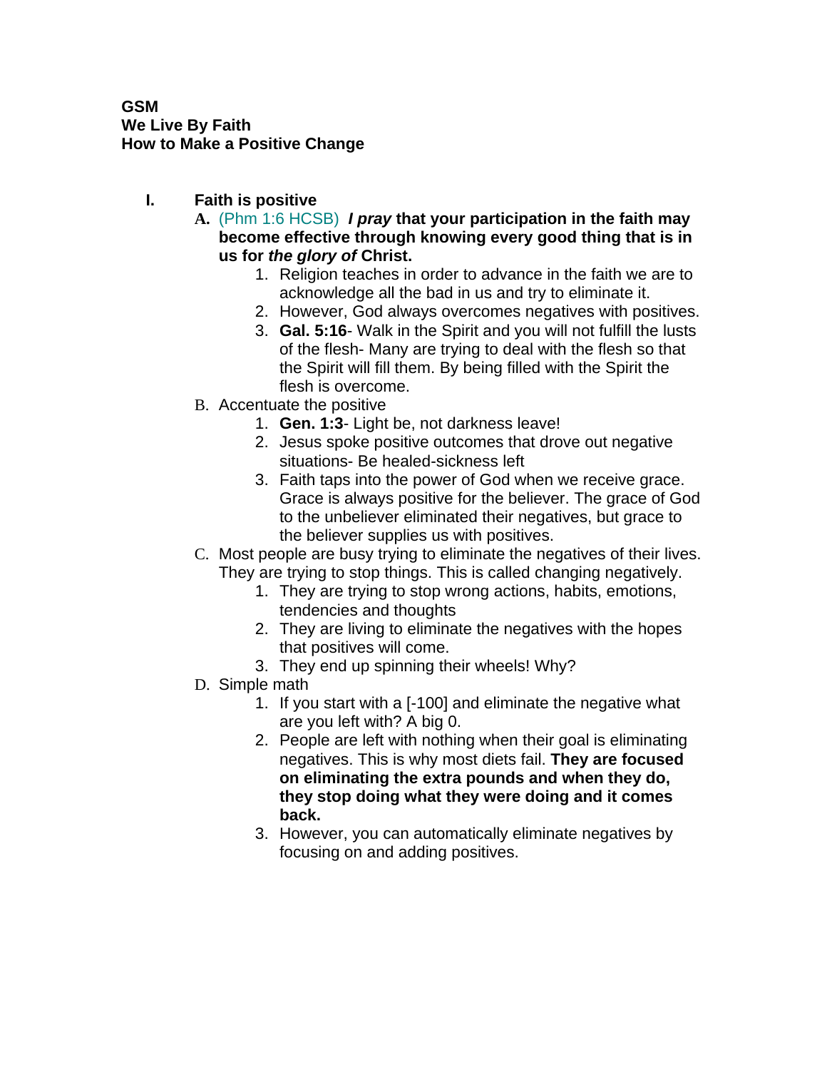**GSM**
**We Live By Faith**
**How to Make a Positive Change**

I. **Faith is positive**
   - **A.** (Phm 1:6 HCSB) ***I pray* that your participation in the faith may become effective through knowing every good thing that is in us for *the glory of* Christ.**
     1. Religion teaches in order to advance in the faith we are to acknowledge all the bad in us and try to eliminate it.
     2. However, God always overcomes negatives with positives.
     3. **Gal. 5:16**- Walk in the Spirit and you will not fulfill the lusts of the flesh- Many are trying to deal with the flesh so that the Spirit will fill them. By being filled with the Spirit the flesh is overcome.
   - B. Accentuate the positive
     1. **Gen. 1:3**- Light be, not darkness leave!
     2. Jesus spoke positive outcomes that drove out negative situations- Be healed-sickness left
     3. Faith taps into the power of God when we receive grace. Grace is always positive for the believer. The grace of God to the unbeliever eliminated their negatives, but grace to the believer supplies us with positives.
   - C. Most people are busy trying to eliminate the negatives of their lives. They are trying to stop things. This is called changing negatively.
     1. They are trying to stop wrong actions, habits, emotions, tendencies and thoughts
     2. They are living to eliminate the negatives with the hopes that positives will come.
     3. They end up spinning their wheels! Why?
   - D. Simple math
     1. If you start with a [-100] and eliminate the negative what are you left with? A big 0.
     2. People are left with nothing when their goal is eliminating negatives. This is why most diets fail. **They are focused on eliminating the extra pounds and when they do, they stop doing what they were doing and it comes back.**
     3. However, you can automatically eliminate negatives by focusing on and adding positives.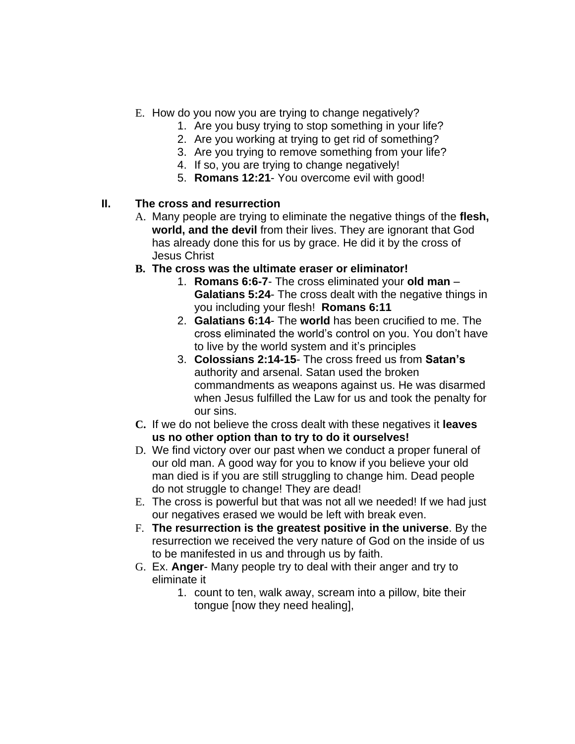E. How do you now you are trying to change negatively?
   1. Are you busy trying to stop something in your life?
   2. Are you working at trying to get rid of something?
   3. Are you trying to remove something from your life?
   4. If so, you are trying to change negatively!
   5. **Romans 12:21**- You overcome evil with good!

## II. The cross and resurrection

A. Many people are trying to eliminate the negative things of the **flesh, world, and the devil** from their lives. They are ignorant that God has already done this for us by grace. He did it by the cross of Jesus Christ

B. **The cross was the ultimate eraser or eliminator!**
   1. **Romans 6:6-7**- The cross eliminated your **old man** – **Galatians 5:24**- The cross dealt with the negative things in you including your flesh! **Romans 6:11**
   2. **Galatians 6:14**- The **world** has been crucified to me. The cross eliminated the world's control on you. You don't have to live by the world system and it's principles
   3. **Colossians 2:14-15**- The cross freed us from **Satan's** authority and arsenal. Satan used the broken commandments as weapons against us. He was disarmed when Jesus fulfilled the Law for us and took the penalty for our sins.

C. If we do not believe the cross dealt with these negatives it **leaves us no other option than to try to do it ourselves!**

D. We find victory over our past when we conduct a proper funeral of our old man. A good way for you to know if you believe your old man died is if you are still struggling to change him. Dead people do not struggle to change! They are dead!

E. The cross is powerful but that was not all we needed! If we had just our negatives erased we would be left with break even.

F. **The resurrection is the greatest positive in the universe**. By the resurrection we received the very nature of God on the inside of us to be manifested in us and through us by faith.

G. Ex. **Anger**- Many people try to deal with their anger and try to eliminate it
   1. count to ten, walk away, scream into a pillow, bite their tongue [now they need healing],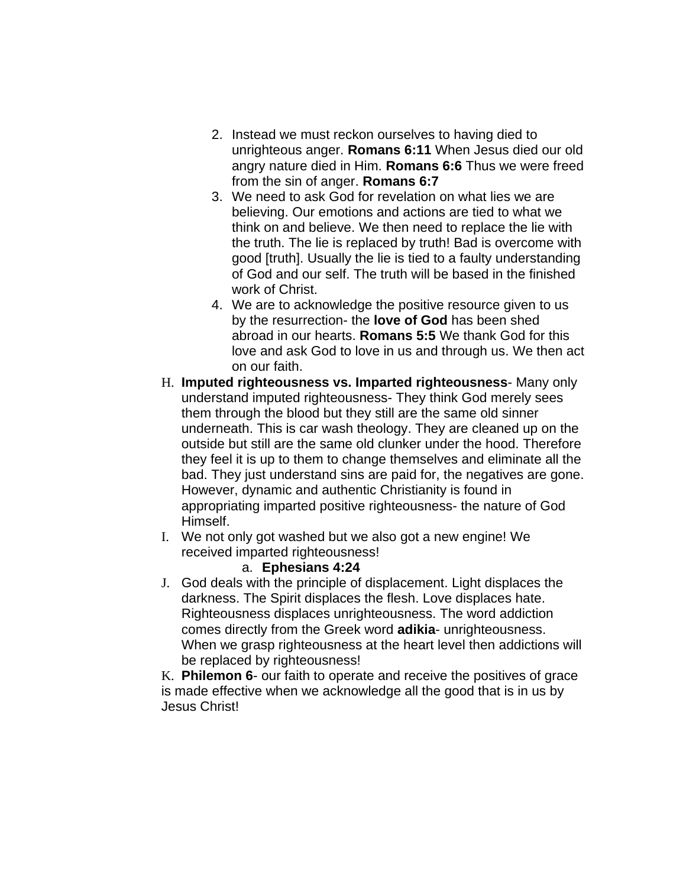2. Instead we must reckon ourselves to having died to unrighteous anger. **Romans 6:11** When Jesus died our old angry nature died in Him. **Romans 6:6** Thus we were freed from the sin of anger. **Romans 6:7**
3. We need to ask God for revelation on what lies we are believing. Our emotions and actions are tied to what we think on and believe. We then need to replace the lie with the truth. The lie is replaced by truth! Bad is overcome with good [truth]. Usually the lie is tied to a faulty understanding of God and our self. The truth will be based in the finished work of Christ.
4. We are to acknowledge the positive resource given to us by the resurrection- the **love of God** has been shed abroad in our hearts. **Romans 5:5** We thank God for this love and ask God to love in us and through us. We then act on our faith.

H. **Imputed righteousness vs. Imparted righteousness**- Many only understand imputed righteousness- They think God merely sees them through the blood but they still are the same old sinner underneath. This is car wash theology. They are cleaned up on the outside but still are the same old clunker under the hood. Therefore they feel it is up to them to change themselves and eliminate all the bad. They just understand sins are paid for, the negatives are gone. However, dynamic and authentic Christianity is found in appropriating imparted positive righteousness- the nature of God Himself.

I. We not only got washed but we also got a new engine! We received imparted righteousness!

   a. **Ephesians 4:24**

J. God deals with the principle of displacement. Light displaces the darkness. The Spirit displaces the flesh. Love displaces hate. Righteousness displaces unrighteousness. The word addiction comes directly from the Greek word **adikia**- unrighteousness. When we grasp righteousness at the heart level then addictions will be replaced by righteousness!

K. **Philemon 6**- our faith to operate and receive the positives of grace is made effective when we acknowledge all the good that is in us by Jesus Christ!